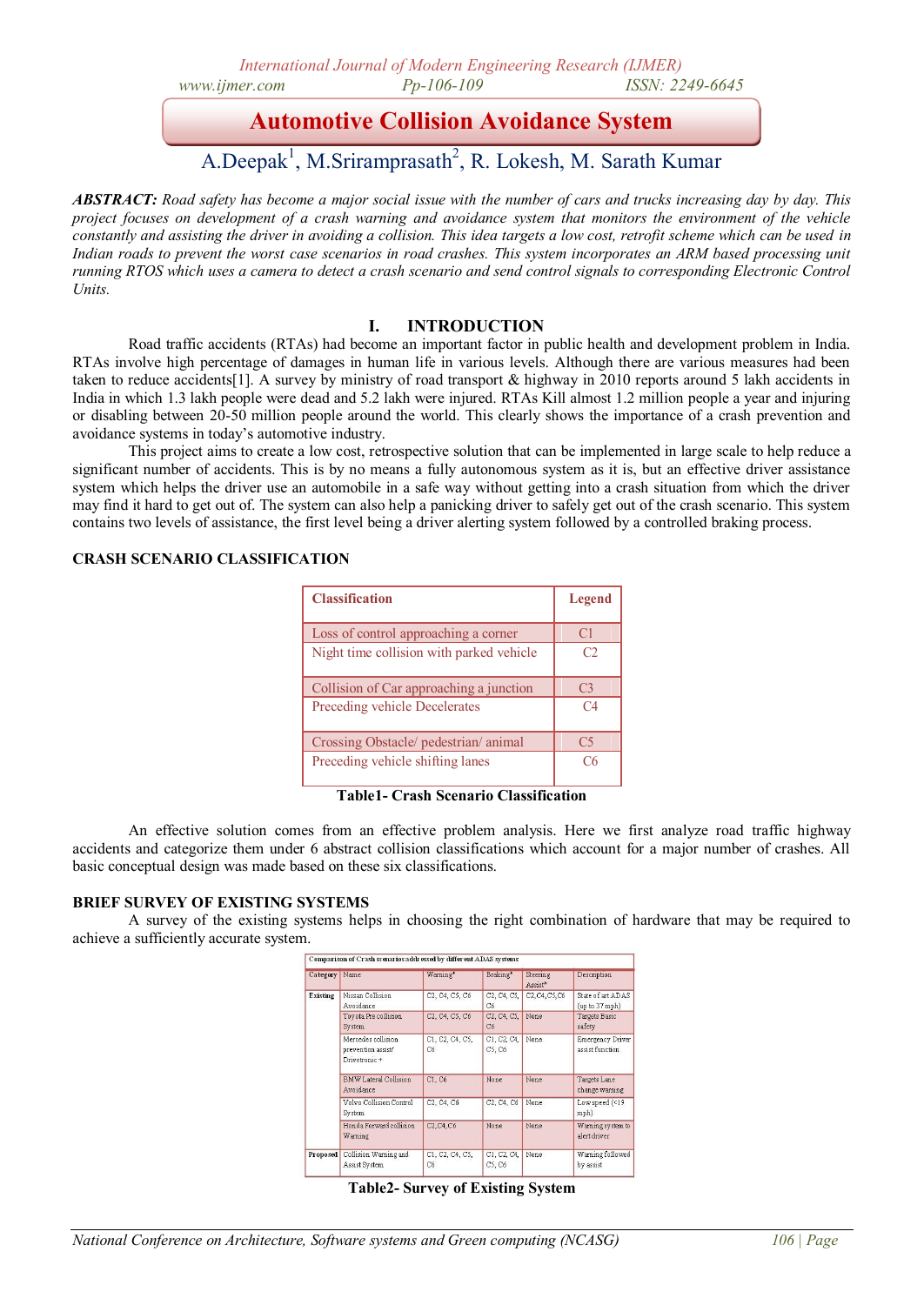# Automotive Collision Avoidance System

A.Deepak[1], M.SrirampRasath[2], R. Lokesh, M. Sarath Kumar

***ABSTRACT:*** *Road safety has become a major social issue with the number of cars and trucks increasing day by day. This project focuses on development of a crash warning and avoidance system that monitors the environment of the vehicle constantly and assisting the driver in avoiding a collision. This idea targets a low cost, retrofit scheme which can be used in Indian roads to prevent the worst case scenarios in road crashes. This system incorporates an ARM based processing unit running RTOS which uses a camera to detect a crash scenario and send control signals to corresponding Electronic Control Units.*

## I. INTRODUCTION

Road traffic accidents (RTAs) had become an important factor in public health and development problem in India. RTAs involve high percentage of damages in human life in various levels. Although there are various measures had been taken to reduce accidents[1]. A survey by ministry of road transport & highway in 2010 reports around 5 lakh accidents in India in which 1.3 lakh people were dead and 5.2 lakh were injured. RTAs Kill almost 1.2 million people a year and injuring or disabling between 20-50 million people around the world. This clearly shows the importance of a crash prevention and avoidance systems in today's automotive industry.

This project aims to create a low cost, retrospective solution that can be implemented in large scale to help reduce a significant number of accidents. This is by no means a fully autonomous system as it is, but an effective driver assistance system which helps the driver use an automobile in a safe way without getting into a crash situation from which the driver may find it hard to get out of. The system can also help a panicking driver to safely get out of the crash scenario. This system contains two levels of assistance, the first level being a driver alerting system followed by a controlled braking process.

### CRASH SCENARIO CLASSIFICATION

| Classification | Legend |
|---|---|
| Loss of control approaching a corner | C1 |
| Night time collision with parked vehicle | C2 |
| Collision of Car approaching a junction | C3 |
| Preceding vehicle Decelerates | C4 |
| Crossing Obstacle/ pedestrian/ animal | C5 |
| Preceding vehicle shifting lanes | C6 |

**Table1- Crash Scenario Classification**

An effective solution comes from an effective problem analysis. Here we first analyze road traffic highway accidents and categorize them under 6 abstract collision classifications which account for a major number of crashes. All basic conceptual design was made based on these six classifications.

### BRIEF SURVEY OF EXISTING SYSTEMS

A survey of the existing systems helps in choosing the right combination of hardware that may be required to achieve a sufficiently accurate system.

| Comparison of Crash scenarios addressed by different ADAS systems | | | | | |
|---|---|---|---|---|---|
| Category | Name | Warning* | Braking* | Steering Assist* | Description |
| Existing | Nissan Collision Avoidance | C2, C4, C5, C6 | C2, C4, C5, C6 | C2,C4,C5,C6 | State of art ADAS (up to 37 mph) |
| | Toyota Pre collision System | C2, C4, C5, C6 | C2, C4, C5, C6 | None | Targets Basic safety |
| | Mercedes collision prevention assist/ Drivetronic + | C1, C2, C4, C5, C6 | C1, C2, C4, C5, C6 | None | Emergency Driver assist function |
| | BMW Lateral Collision Avoidance | C1, C6 | None | None | Targets Lane change warning |
| | Volvo Collision Control System | C2, C4, C6 | C2, C4, C6 | None | Low speed (<19 mph) |
| | Honda Forward collision Warning | C2,C4,C6 | None | None | Warning system to alert driver |
| Proposed | Collision Warning and Assist System | C1, C2, C4, C5, C6 | C1, C2, C4, C5, C6 | None | Warning followed by assist |

**Table2- Survey of Existing System**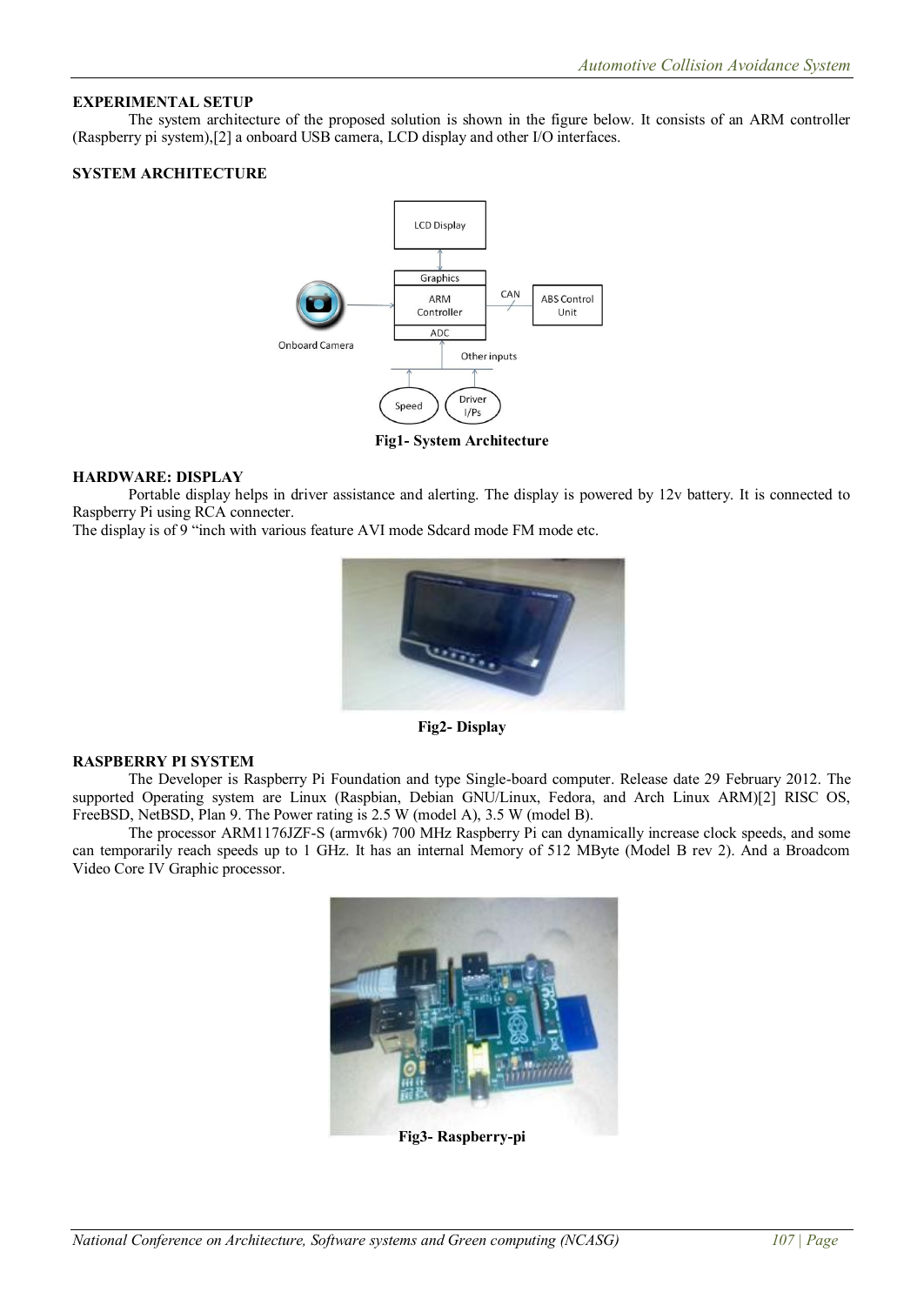**EXPERIMENTAL SETUP**

The system architecture of the proposed solution is shown in the figure below. It consists of an ARM controller (Raspberry pi system),[2] a onboard USB camera, LCD display and other I/O interfaces.

**SYSTEM ARCHITECTURE**

**Fig1- System Architecture**

**HARDWARE: DISPLAY**

Portable display helps in driver assistance and alerting. The display is powered by 12v battery. It is connected to Raspberry Pi using RCA connecter.
The display is of 9 "inch with various feature AVI mode Sdcard mode FM mode etc.

**Fig2- Display**

**RASPBERRY PI SYSTEM**

The Developer is Raspberry Pi Foundation and type Single-board computer. Release date 29 February 2012. The supported Operating system are Linux (Raspbian, Debian GNU/Linux, Fedora, and Arch Linux ARM)[2] RISC OS, FreeBSD, NetBSD, Plan 9. The Power rating is 2.5 W (model A), 3.5 W (model B).

The processor ARM1176JZF-S (armv6k) 700 MHz Raspberry Pi can dynamically increase clock speeds, and some can temporarily reach speeds up to 1 GHz. It has an internal Memory of 512 MByte (Model B rev 2). And a Broadcom Video Core IV Graphic processor.

**Fig3- Raspberry-pi**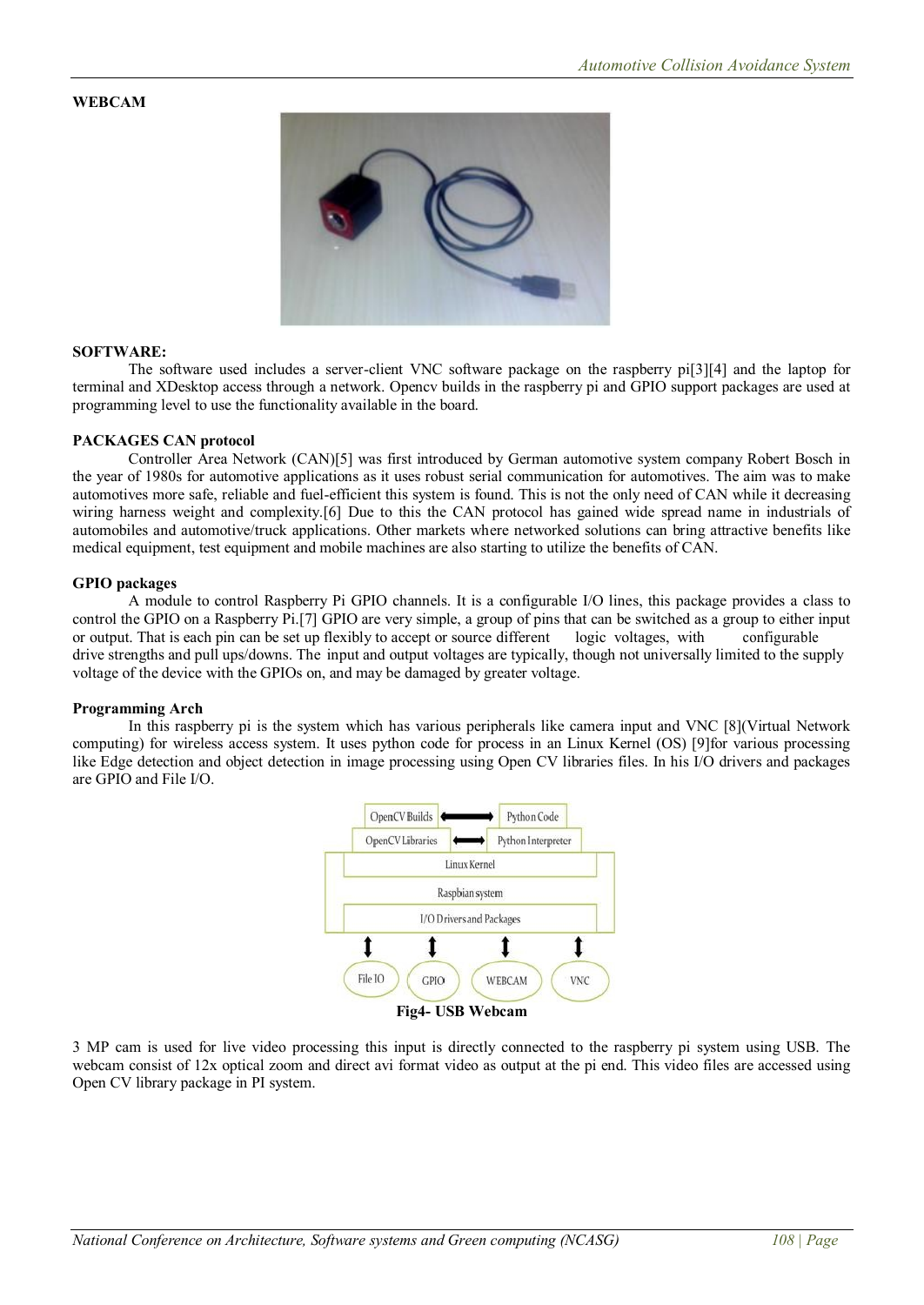**WEBCAM**

**SOFTWARE:**

The software used includes a server-client VNC software package on the raspberry pi[3][4] and the laptop for terminal and XDesktop access through a network. Opencv builds in the raspberry pi and GPIO support packages are used at programming level to use the functionality available in the board.

**PACKAGES CAN protocol**

Controller Area Network (CAN)[5] was first introduced by German automotive system company Robert Bosch in the year of 1980s for automotive applications as it uses robust serial communication for automotives. The aim was to make automotives more safe, reliable and fuel-efficient this system is found. This is not the only need of CAN while it decreasing wiring harness weight and complexity.[6] Due to this the CAN protocol has gained wide spread name in industrials of automobiles and automotive/truck applications. Other markets where networked solutions can bring attractive benefits like medical equipment, test equipment and mobile machines are also starting to utilize the benefits of CAN.

**GPIO packages**

A module to control Raspberry Pi GPIO channels. It is a configurable I/O lines, this package provides a class to control the GPIO on a Raspberry Pi.[7] GPIO are very simple, a group of pins that can be switched as a group to either input or output. That is each pin can be set up flexibly to accept or source different logic voltages, with configurable drive strengths and pull ups/downs. The input and output voltages are typically, though not universally limited to the supply voltage of the device with the GPIOs on, and may be damaged by greater voltage.

**Programming Arch**

In this raspberry pi is the system which has various peripherals like camera input and VNC [8](Virtual Network computing) for wireless access system. It uses python code for process in an Linux Kernel (OS) [9]for various processing like Edge detection and object detection in image processing using Open CV libraries files. In his I/O drivers and packages are GPIO and File I/O.

OpenCV Builds ⟷ Python Code
OpenCV Libraries ⟷ Python Interpreter
Linux Kernel
Raspbian system
I/O Drivers and Packages
File IO | GPIO | WEBCAM | VNC

**Fig4- USB Webcam**

3 MP cam is used for live video processing this input is directly connected to the raspberry pi system using USB. The webcam consist of 12x optical zoom and direct avi format video as output at the pi end. This video files are accessed using Open CV library package in PI system.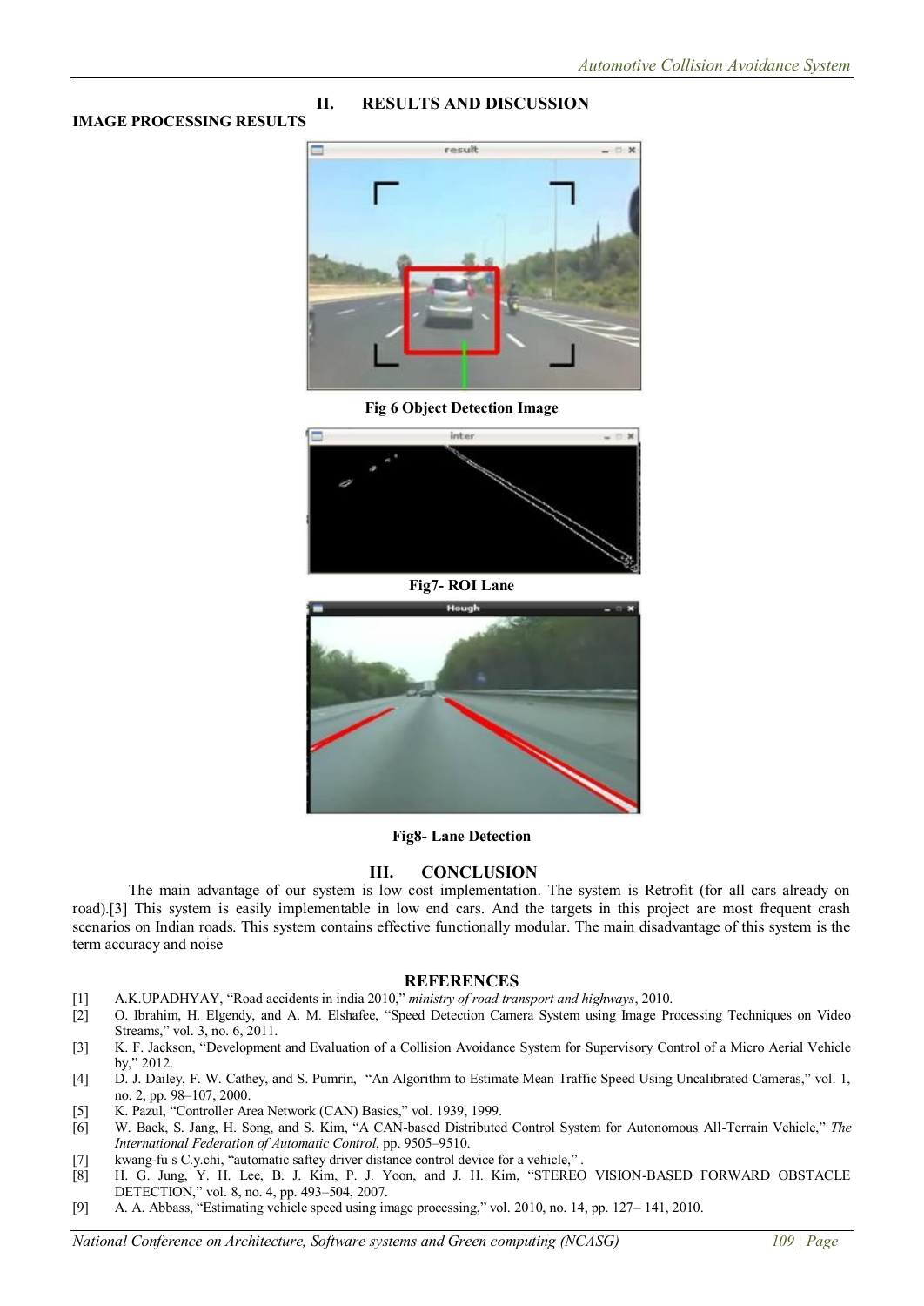## II. RESULTS AND DISCUSSION

**IMAGE PROCESSING RESULTS**

**Fig 6 Object Detection Image**

**Fig7- ROI Lane**

**Fig8- Lane Detection**

## III. CONCLUSION

The main advantage of our system is low cost implementation. The system is Retrofit (for all cars already on road).[3] This system is easily implementable in low end cars. And the targets in this project are most frequent crash scenarios on Indian roads. This system contains effective functionally modular. The main disadvantage of this system is the term accuracy and noise

## REFERENCES

[1] A.K.UPADHYAY, "Road accidents in india 2010," *ministry of road transport and highways*, 2010.

[2] O. Ibrahim, H. Elgendy, and A. M. Elshafee, "Speed Detection Camera System using Image Processing Techniques on Video Streams," vol. 3, no. 6, 2011.

[3] K. F. Jackson, "Development and Evaluation of a Collision Avoidance System for Supervisory Control of a Micro Aerial Vehicle by," 2012.

[4] D. J. Dailey, F. W. Cathey, and S. Pumrin, "An Algorithm to Estimate Mean Traffic Speed Using Uncalibrated Cameras," vol. 1, no. 2, pp. 98–107, 2000.

[5] K. Pazul, "Controller Area Network (CAN) Basics," vol. 1939, 1999.

[6] W. Baek, S. Jang, H. Song, and S. Kim, "A CAN-based Distributed Control System for Autonomous All-Terrain Vehicle," *The International Federation of Automatic Control*, pp. 9505–9510.

[7] kwang-fu s C.y.chi, "automatic saftey driver distance control device for a vehicle," .

[8] H. G. Jung, Y. H. Lee, B. J. Kim, P. J. Yoon, and J. H. Kim, "STEREO VISION-BASED FORWARD OBSTACLE DETECTION," vol. 8, no. 4, pp. 493–504, 2007.

[9] A. A. Abbass, "Estimating vehicle speed using image processing," vol. 2010, no. 14, pp. 127– 141, 2010.